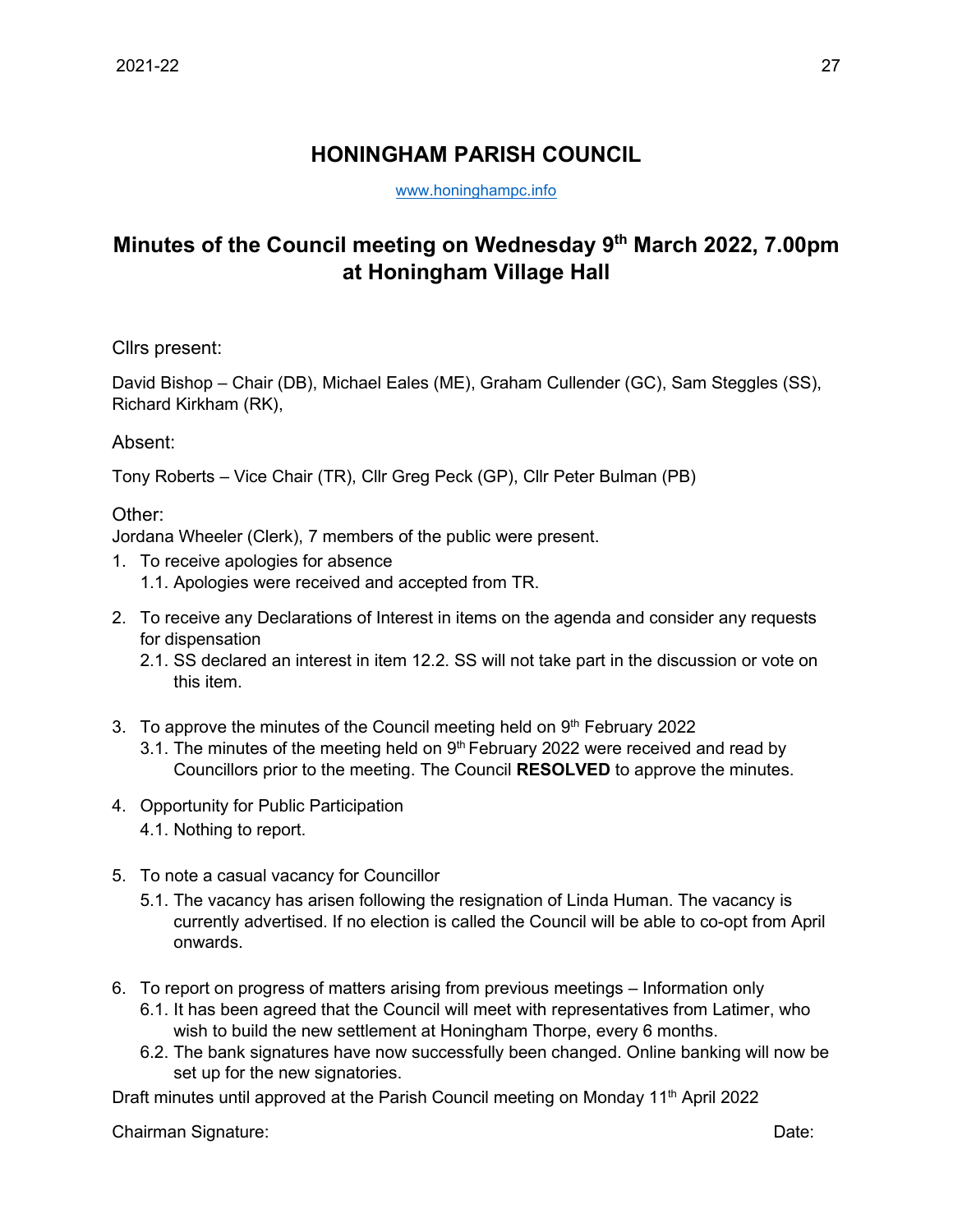# HONINGHAM PARISH COUNCIL

www.honinghampc.info

## Minutes of the Council meeting on Wednesday 9th March 2022, 7.00pm at Honingham Village Hall

Cllrs present:

David Bishop – Chair (DB), Michael Eales (ME), Graham Cullender (GC), Sam Steggles (SS), Richard Kirkham (RK),

Absent:

Tony Roberts – Vice Chair (TR), Cllr Greg Peck (GP), Cllr Peter Bulman (PB)

Other:

Jordana Wheeler (Clerk), 7 members of the public were present.

1. To receive apologies for absence
   1.1. Apologies were received and accepted from TR.
2. To receive any Declarations of Interest in items on the agenda and consider any requests for dispensation
   2.1. SS declared an interest in item 12.2. SS will not take part in the discussion or vote on this item.
3. To approve the minutes of the Council meeting held on 9th February 2022
   3.1. The minutes of the meeting held on 9th February 2022 were received and read by Councillors prior to the meeting. The Council **RESOLVED** to approve the minutes.
4. Opportunity for Public Participation
   4.1. Nothing to report.
5. To note a casual vacancy for Councillor
   5.1. The vacancy has arisen following the resignation of Linda Human. The vacancy is currently advertised. If no election is called the Council will be able to co-opt from April onwards.
6. To report on progress of matters arising from previous meetings – Information only
   6.1. It has been agreed that the Council will meet with representatives from Latimer, who wish to build the new settlement at Honingham Thorpe, every 6 months.
   6.2. The bank signatures have now successfully been changed. Online banking will now be set up for the new signatories.

Draft minutes until approved at the Parish Council meeting on Monday 11th April 2022

Chairman Signature: Date: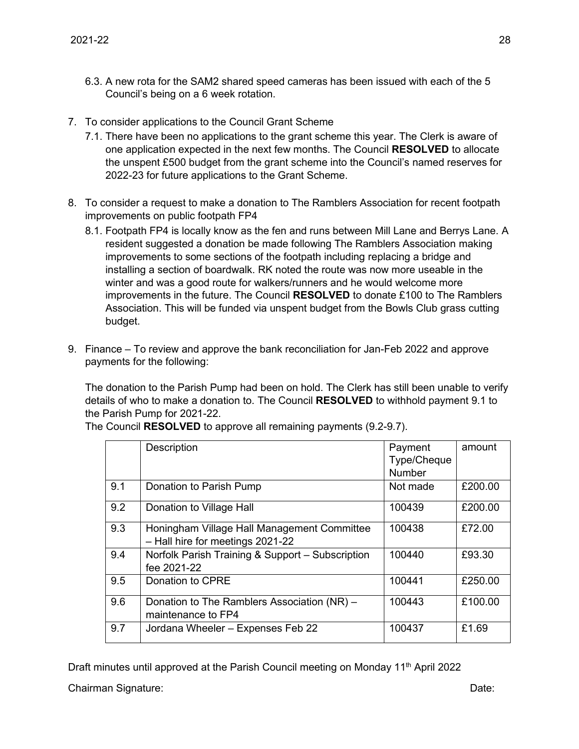6.3. A new rota for the SAM2 shared speed cameras has been issued with each of the 5 Council's being on a 6 week rotation.

7. To consider applications to the Council Grant Scheme
   7.1. There have been no applications to the grant scheme this year. The Clerk is aware of one application expected in the next few months. The Council **RESOLVED** to allocate the unspent £500 budget from the grant scheme into the Council's named reserves for 2022-23 for future applications to the Grant Scheme.

8. To consider a request to make a donation to The Ramblers Association for recent footpath improvements on public footpath FP4
   8.1. Footpath FP4 is locally know as the fen and runs between Mill Lane and Berrys Lane. A resident suggested a donation be made following The Ramblers Association making improvements to some sections of the footpath including replacing a bridge and installing a section of boardwalk. RK noted the route was now more useable in the winter and was a good route for walkers/runners and he would welcome more improvements in the future. The Council **RESOLVED** to donate £100 to The Ramblers Association. This will be funded via unspent budget from the Bowls Club grass cutting budget.

9. Finance – To review and approve the bank reconciliation for Jan-Feb 2022 and approve payments for the following:

   The donation to the Parish Pump had been on hold. The Clerk has still been unable to verify details of who to make a donation to. The Council **RESOLVED** to withhold payment 9.1 to the Parish Pump for 2021-22.
   The Council **RESOLVED** to approve all remaining payments (9.2-9.7).

|  | Description | Payment Type/Cheque Number | amount |
|---|---|---|---|
| 9.1 | Donation to Parish Pump | Not made | £200.00 |
| 9.2 | Donation to Village Hall | 100439 | £200.00 |
| 9.3 | Honingham Village Hall Management Committee – Hall hire for meetings 2021-22 | 100438 | £72.00 |
| 9.4 | Norfolk Parish Training & Support – Subscription fee 2021-22 | 100440 | £93.30 |
| 9.5 | Donation to CPRE | 100441 | £250.00 |
| 9.6 | Donation to The Ramblers Association (NR) – maintenance to FP4 | 100443 | £100.00 |
| 9.7 | Jordana Wheeler – Expenses Feb 22 | 100437 | £1.69 |

Draft minutes until approved at the Parish Council meeting on Monday 11th April 2022

Chairman Signature: Date: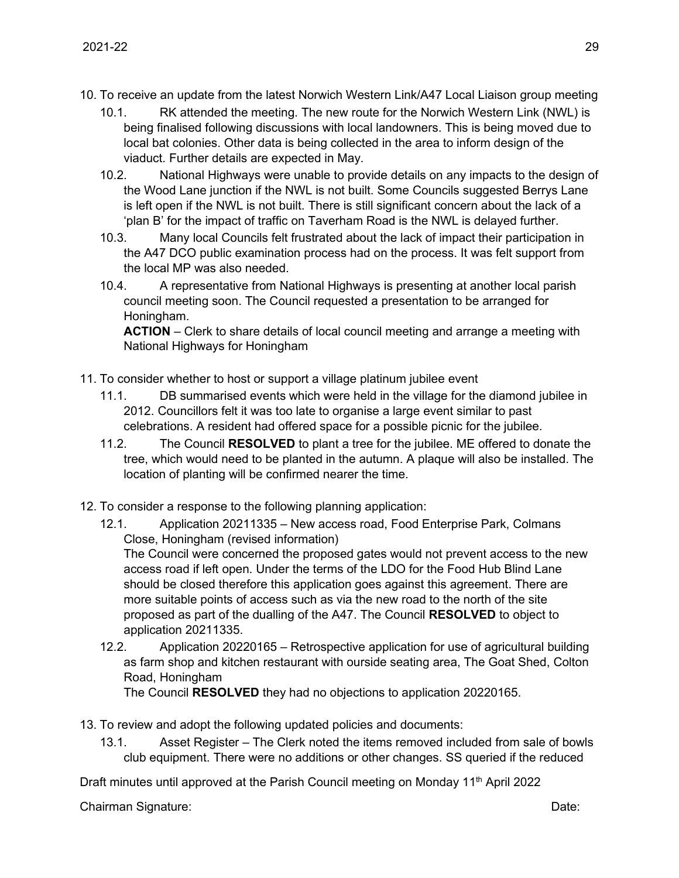10. To receive an update from the latest Norwich Western Link/A47 Local Liaison group meeting
    10.1. RK attended the meeting. The new route for the Norwich Western Link (NWL) is being finalised following discussions with local landowners. This is being moved due to local bat colonies. Other data is being collected in the area to inform design of the viaduct. Further details are expected in May.
    10.2. National Highways were unable to provide details on any impacts to the design of the Wood Lane junction if the NWL is not built. Some Councils suggested Berrys Lane is left open if the NWL is not built. There is still significant concern about the lack of a 'plan B' for the impact of traffic on Taverham Road is the NWL is delayed further.
    10.3. Many local Councils felt frustrated about the lack of impact their participation in the A47 DCO public examination process had on the process. It was felt support from the local MP was also needed.
    10.4. A representative from National Highways is presenting at another local parish council meeting soon. The Council requested a presentation to be arranged for Honingham.
    **ACTION** – Clerk to share details of local council meeting and arrange a meeting with National Highways for Honingham

11. To consider whether to host or support a village platinum jubilee event
    11.1. DB summarised events which were held in the village for the diamond jubilee in 2012. Councillors felt it was too late to organise a large event similar to past celebrations. A resident had offered space for a possible picnic for the jubilee.
    11.2. The Council **RESOLVED** to plant a tree for the jubilee. ME offered to donate the tree, which would need to be planted in the autumn. A plaque will also be installed. The location of planting will be confirmed nearer the time.

12. To consider a response to the following planning application:
    12.1. Application 20211335 – New access road, Food Enterprise Park, Colmans Close, Honingham (revised information)
    The Council were concerned the proposed gates would not prevent access to the new access road if left open. Under the terms of the LDO for the Food Hub Blind Lane should be closed therefore this application goes against this agreement. There are more suitable points of access such as via the new road to the north of the site proposed as part of the dualling of the A47. The Council **RESOLVED** to object to application 20211335.
    12.2. Application 20220165 – Retrospective application for use of agricultural building as farm shop and kitchen restaurant with ourside seating area, The Goat Shed, Colton Road, Honingham
    The Council **RESOLVED** they had no objections to application 20220165.

13. To review and adopt the following updated policies and documents:
    13.1. Asset Register – The Clerk noted the items removed included from sale of bowls club equipment. There were no additions or other changes. SS queried if the reduced

Draft minutes until approved at the Parish Council meeting on Monday 11th April 2022

Chairman Signature: Date: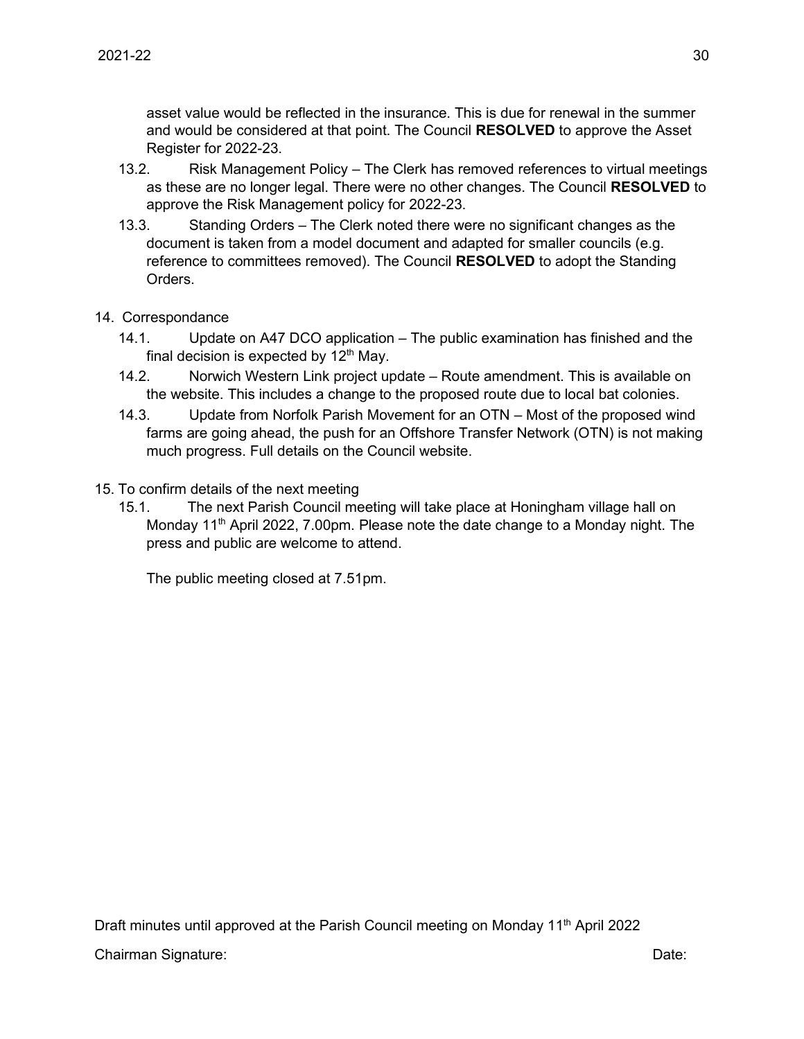asset value would be reflected in the insurance. This is due for renewal in the summer and would be considered at that point. The Council **RESOLVED** to approve the Asset Register for 2022-23.

13.2. Risk Management Policy – The Clerk has removed references to virtual meetings as these are no longer legal. There were no other changes. The Council **RESOLVED** to approve the Risk Management policy for 2022-23.

13.3. Standing Orders – The Clerk noted there were no significant changes as the document is taken from a model document and adapted for smaller councils (e.g. reference to committees removed). The Council **RESOLVED** to adopt the Standing Orders.

14. Correspondance

14.1. Update on A47 DCO application – The public examination has finished and the final decision is expected by 12th May.

14.2. Norwich Western Link project update – Route amendment. This is available on the website. This includes a change to the proposed route due to local bat colonies.

14.3. Update from Norfolk Parish Movement for an OTN – Most of the proposed wind farms are going ahead, the push for an Offshore Transfer Network (OTN) is not making much progress. Full details on the Council website.

15. To confirm details of the next meeting

15.1. The next Parish Council meeting will take place at Honingham village hall on Monday 11th April 2022, 7.00pm. Please note the date change to a Monday night. The press and public are welcome to attend.

The public meeting closed at 7.51pm.

Draft minutes until approved at the Parish Council meeting on Monday 11th April 2022

Chairman Signature: Date: